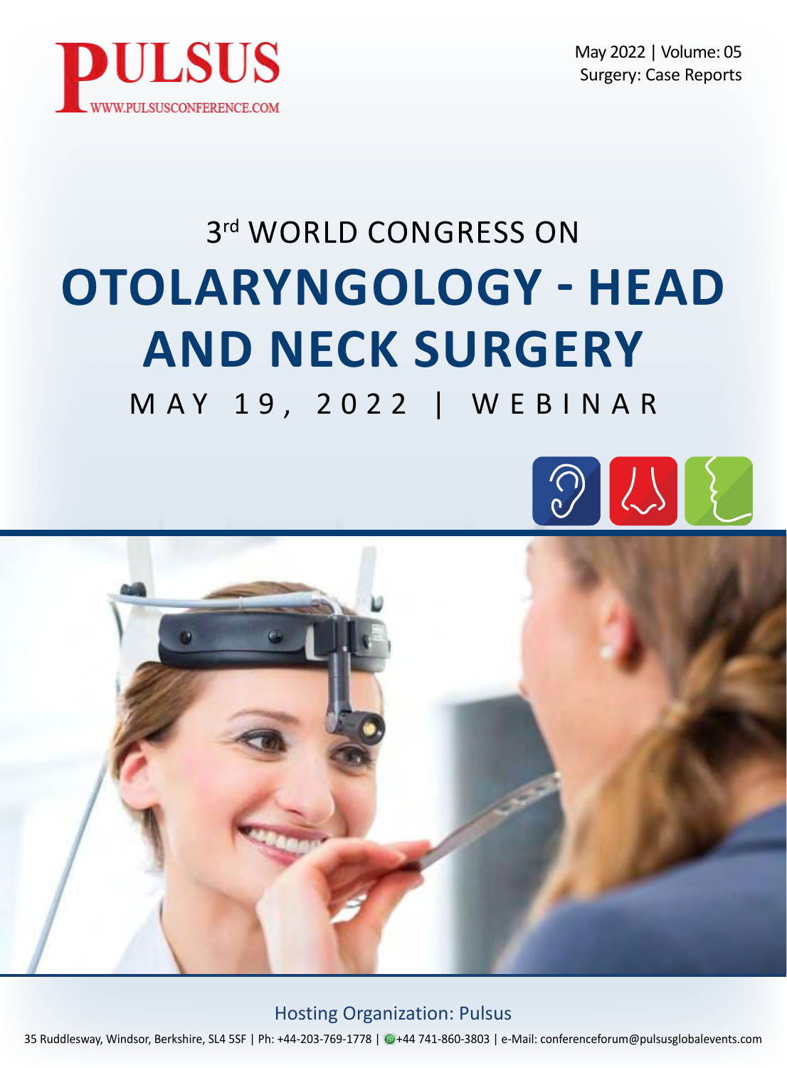PULSUS

WWW.PULSUSCONFERENCE.COM

May 2022 | Volume: 05

Surgery: Case Reports

# 3rd WORLD CONGRESS ON

# OTOLARYNGOLOGY - HEAD AND NECK SURGERY

MAY 19, 2022 | WEBINAR

Hosting Organization: Pulsus

35 Ruddlesway, Windsor, Berkshire, SL4 5SF | Ph: +44-203-769-1778 | +44 741-860-3803 | e-Mail: conferenceforum@pulsusglobalevents.com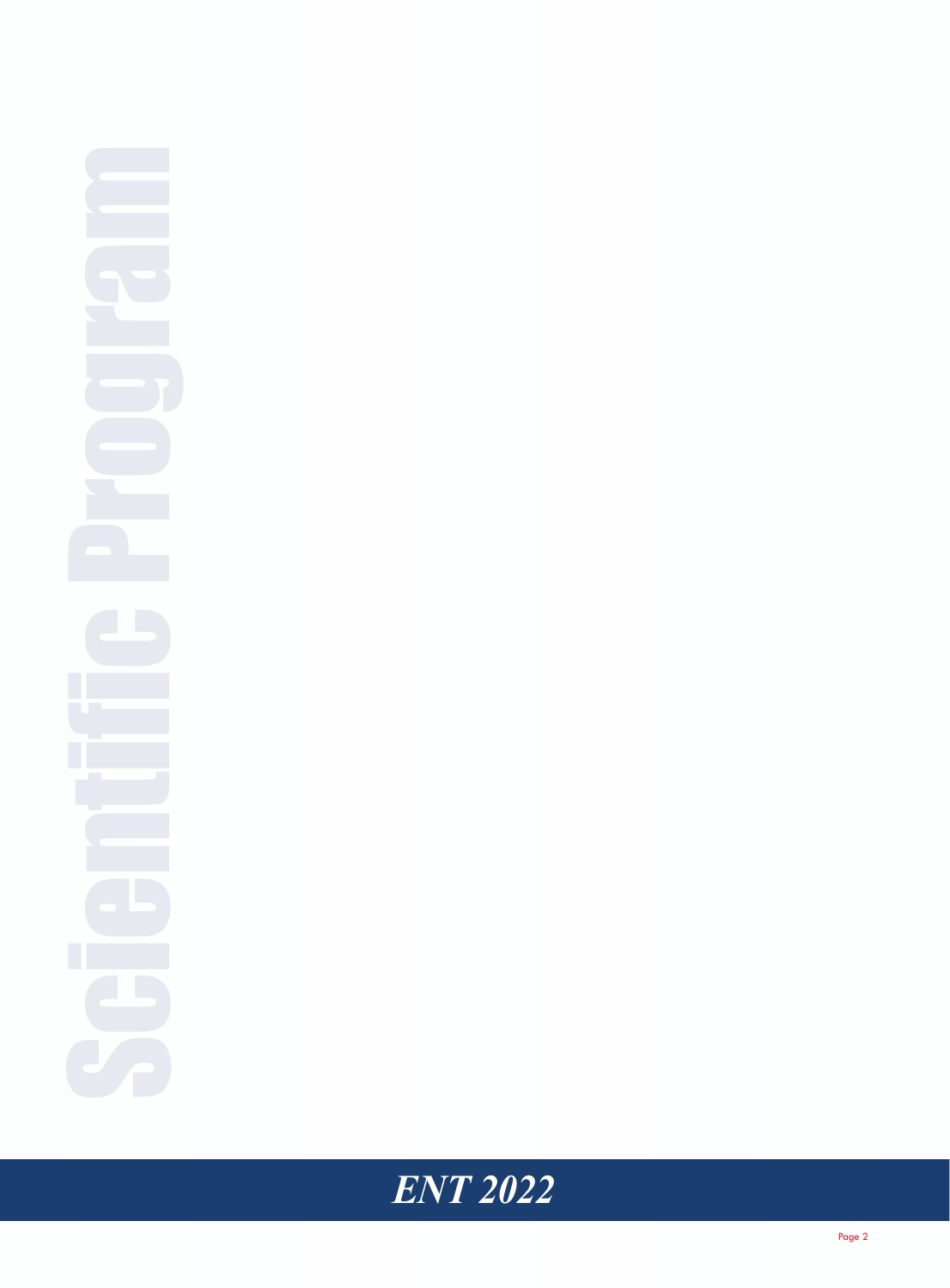# Scientific Program

*ENT 2022*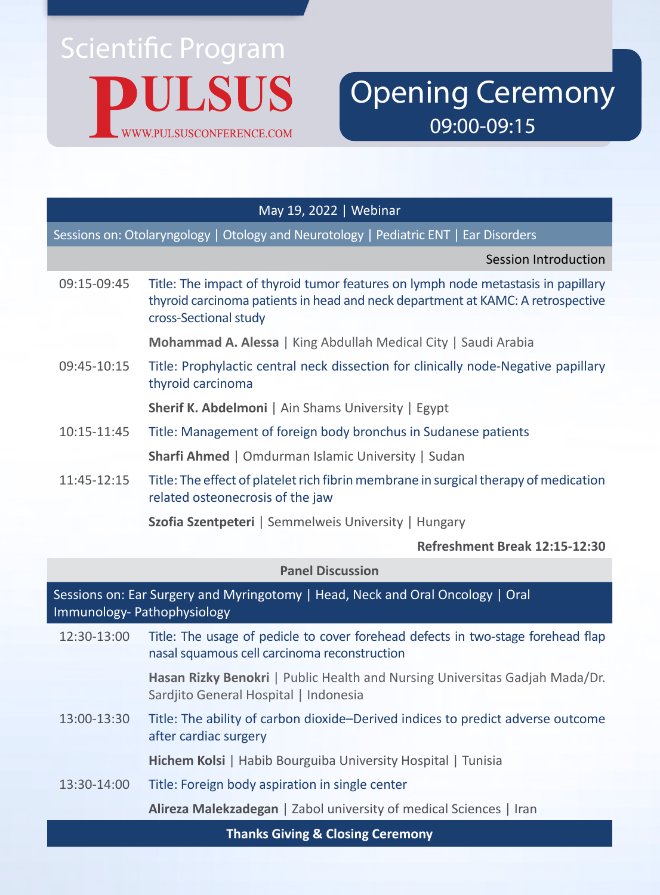# Scientific Program

**PULSUS**
WWW.PULSUSCONFERENCE.COM

## Opening Ceremony
09:00-09:15

### May 19, 2022 | Webinar

**Sessions on: Otolaryngology | Otology and Neurotology | Pediatric ENT | Ear Disorders**

Session Introduction

**09:15-09:45** Title: The impact of thyroid tumor features on lymph node metastasis in papillary thyroid carcinoma patients in head and neck department at KAMC: A retrospective cross-Sectional study

**Mohammad A. Alessa** | King Abdullah Medical City | Saudi Arabia

**09:45-10:15** Title: Prophylactic central neck dissection for clinically node-Negative papillary thyroid carcinoma

**Sherif K. Abdelmoni** | Ain Shams University | Egypt

**10:15-11:45** Title: Management of foreign body bronchus in Sudanese patients

**Sharfi Ahmed** | Omdurman Islamic University | Sudan

**11:45-12:15** Title: The effect of platelet rich fibrin membrane in surgical therapy of medication related osteonecrosis of the jaw

**Szofia Szentpeteri** | Semmelweis University | Hungary

**Refreshment Break 12:15-12:30**

**Panel Discussion**

**Sessions on: Ear Surgery and Myringotomy | Head, Neck and Oral Oncology | Oral Immunology- Pathophysiology**

**12:30-13:00** Title: The usage of pedicle to cover forehead defects in two-stage forehead flap nasal squamous cell carcinoma reconstruction

**Hasan Rizky Benokri** | Public Health and Nursing Universitas Gadjah Mada/Dr. Sardjito General Hospital | Indonesia

**13:00-13:30** Title: The ability of carbon dioxide–Derived indices to predict adverse outcome after cardiac surgery

**Hichem Kolsi** | Habib Bourguiba University Hospital | Tunisia

**13:30-14:00** Title: Foreign body aspiration in single center

**Alireza Malekzadegan** | Zabol university of medical Sciences | Iran

**Thanks Giving & Closing Ceremony**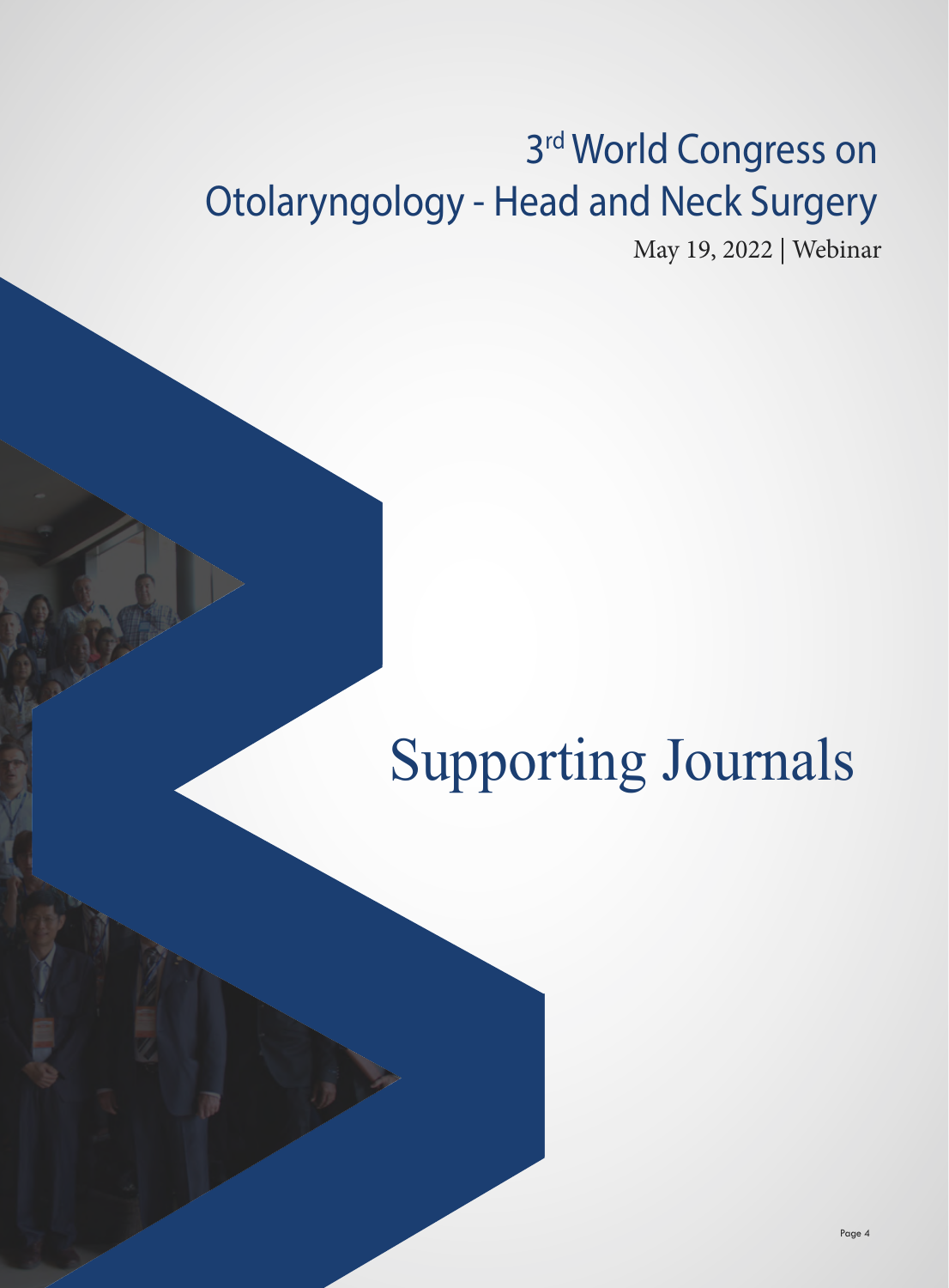3rd World Congress on Otolaryngology - Head and Neck Surgery

May 19, 2022 | Webinar

# Supporting Journals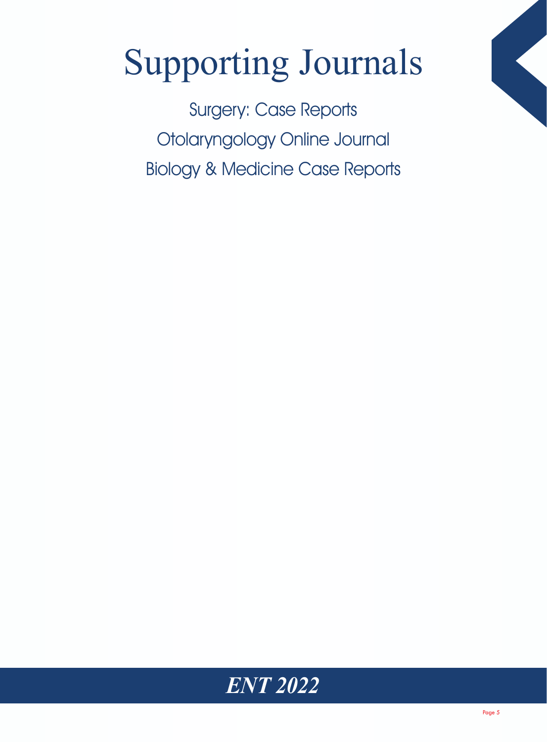# Supporting Journals

Surgery: Case Reports

Otolaryngology Online Journal

Biology & Medicine Case Reports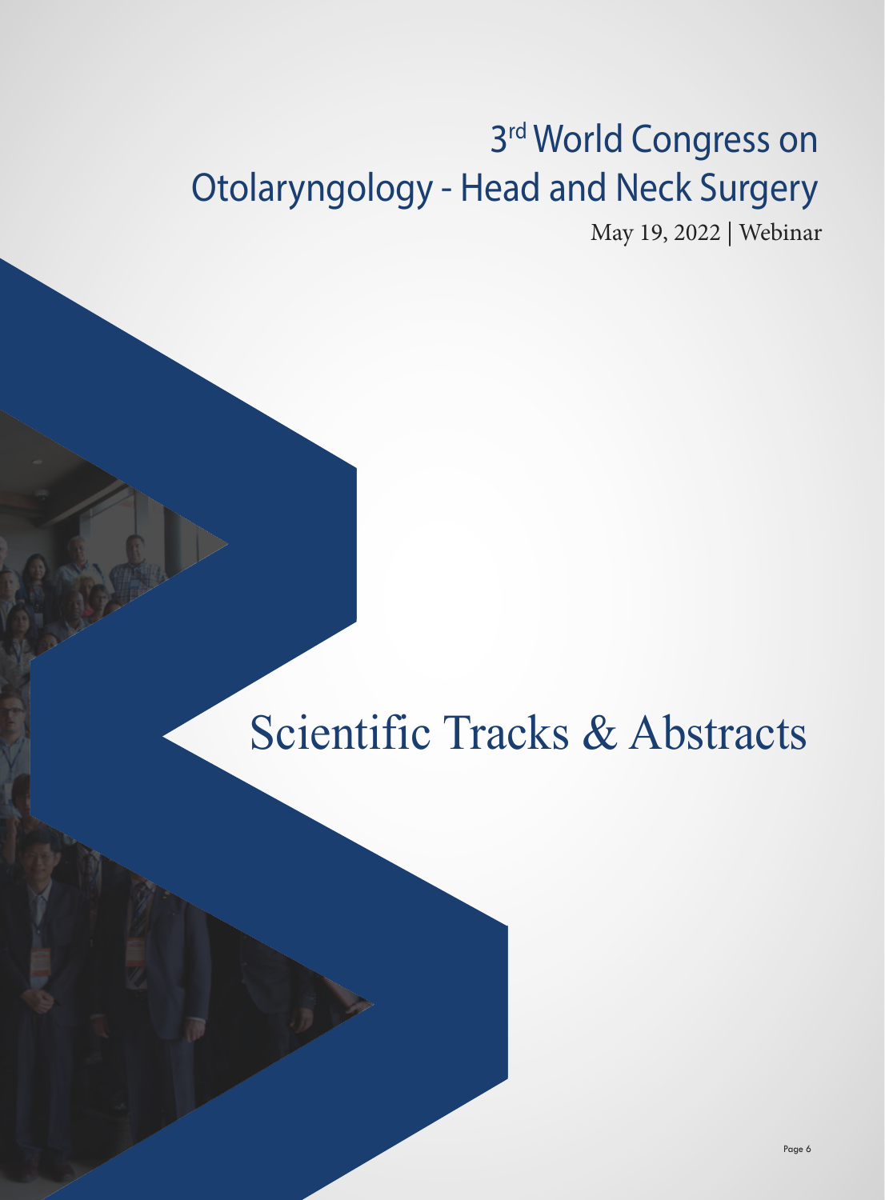3rd World Congress on Otolaryngology - Head and Neck Surgery

May 19, 2022 | Webinar

# Scientific Tracks & Abstracts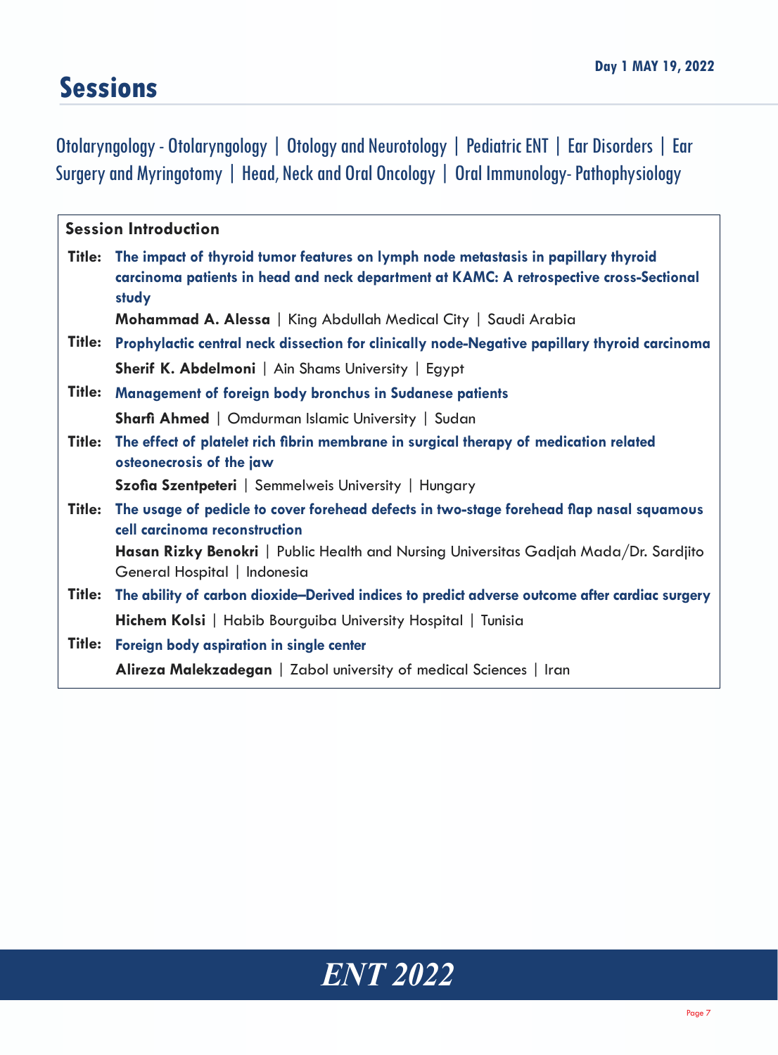# Sessions

Day 1 MAY 19, 2022

Otolaryngology - Otolaryngology | Otology and Neurotology | Pediatric ENT | Ear Disorders | Ear Surgery and Myringotomy | Head, Neck and Oral Oncology | Oral Immunology- Pathophysiology

## Session Introduction

**Title:** **The impact of thyroid tumor features on lymph node metastasis in papillary thyroid carcinoma patients in head and neck department at KAMC: A retrospective cross-Sectional study**
**Mohammad A. Alessa** | King Abdullah Medical City | Saudi Arabia

**Title:** **Prophylactic central neck dissection for clinically node-Negative papillary thyroid carcinoma**
**Sherif K. Abdelmoni** | Ain Shams University | Egypt

**Title:** **Management of foreign body bronchus in Sudanese patients**
**Sharfi Ahmed** | Omdurman Islamic University | Sudan

**Title:** **The effect of platelet rich fibrin membrane in surgical therapy of medication related osteonecrosis of the jaw**
**Szofia Szentpeteri** | Semmelweis University | Hungary

**Title:** **The usage of pedicle to cover forehead defects in two-stage forehead flap nasal squamous cell carcinoma reconstruction**
**Hasan Rizky Benokri** | Public Health and Nursing Universitas Gadjah Mada/Dr. Sardjito General Hospital | Indonesia

**Title:** **The ability of carbon dioxide–Derived indices to predict adverse outcome after cardiac surgery**
**Hichem Kolsi** | Habib Bourguiba University Hospital | Tunisia

**Title:** **Foreign body aspiration in single center**
**Alireza Malekzadegan** | Zabol university of medical Sciences | Iran

*ENT 2022*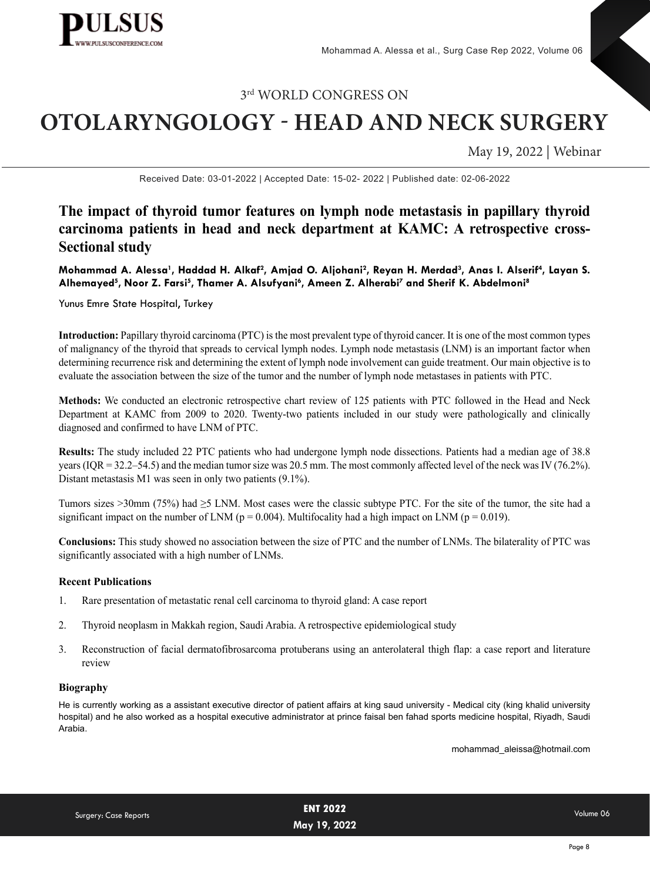3rd WORLD CONGRESS ON

# OTOLARYNGOLOGY - HEAD AND NECK SURGERY

May 19, 2022 | Webinar

Received Date: 03-01-2022 | Accepted Date: 15-02- 2022 | Published date: 02-06-2022

## The impact of thyroid tumor features on lymph node metastasis in papillary thyroid carcinoma patients in head and neck department at KAMC: A retrospective cross-Sectional study

**Mohammad A. Alessa[1], Haddad H. Alkaf[2], Amjad O. Aljohani[2], Reyan H. Merdad[3], Anas I. Alserif[4], Layan S. Alhemayed[5], Noor Z. Farsi[5], Thamer A. Alsufyani[6], Ameen Z. Alherabi[7] and Sherif K. Abdelmoni[8]**

Yunus Emre State Hospital, Turkey

**Introduction:** Papillary thyroid carcinoma (PTC) is the most prevalent type of thyroid cancer. It is one of the most common types of malignancy of the thyroid that spreads to cervical lymph nodes. Lymph node metastasis (LNM) is an important factor when determining recurrence risk and determining the extent of lymph node involvement can guide treatment. Our main objective is to evaluate the association between the size of the tumor and the number of lymph node metastases in patients with PTC.

**Methods:** We conducted an electronic retrospective chart review of 125 patients with PTC followed in the Head and Neck Department at KAMC from 2009 to 2020. Twenty-two patients included in our study were pathologically and clinically diagnosed and confirmed to have LNM of PTC.

**Results:** The study included 22 PTC patients who had undergone lymph node dissections. Patients had a median age of 38.8 years (IQR = 32.2–54.5) and the median tumor size was 20.5 mm. The most commonly affected level of the neck was IV (76.2%). Distant metastasis M1 was seen in only two patients (9.1%).

Tumors sizes >30mm (75%) had ≥5 LNM. Most cases were the classic subtype PTC. For the site of the tumor, the site had a significant impact on the number of LNM ($p = 0.004$). Multifocality had a high impact on LNM ($p = 0.019$).

**Conclusions:** This study showed no association between the size of PTC and the number of LNMs. The bilaterality of PTC was significantly associated with a high number of LNMs.

### Recent Publications

1. Rare presentation of metastatic renal cell carcinoma to thyroid gland: A case report
2. Thyroid neoplasm in Makkah region, Saudi Arabia. A retrospective epidemiological study
3. Reconstruction of facial dermatofibrosarcoma protuberans using an anterolateral thigh flap: a case report and literature review

### Biography

He is currently working as a assistant executive director of patient affairs at king saud university - Medical city (king khalid university hospital) and he also worked as a hospital executive administrator at prince faisal ben fahad sports medicine hospital, Riyadh, Saudi Arabia.

mohammad_aleissa@hotmail.com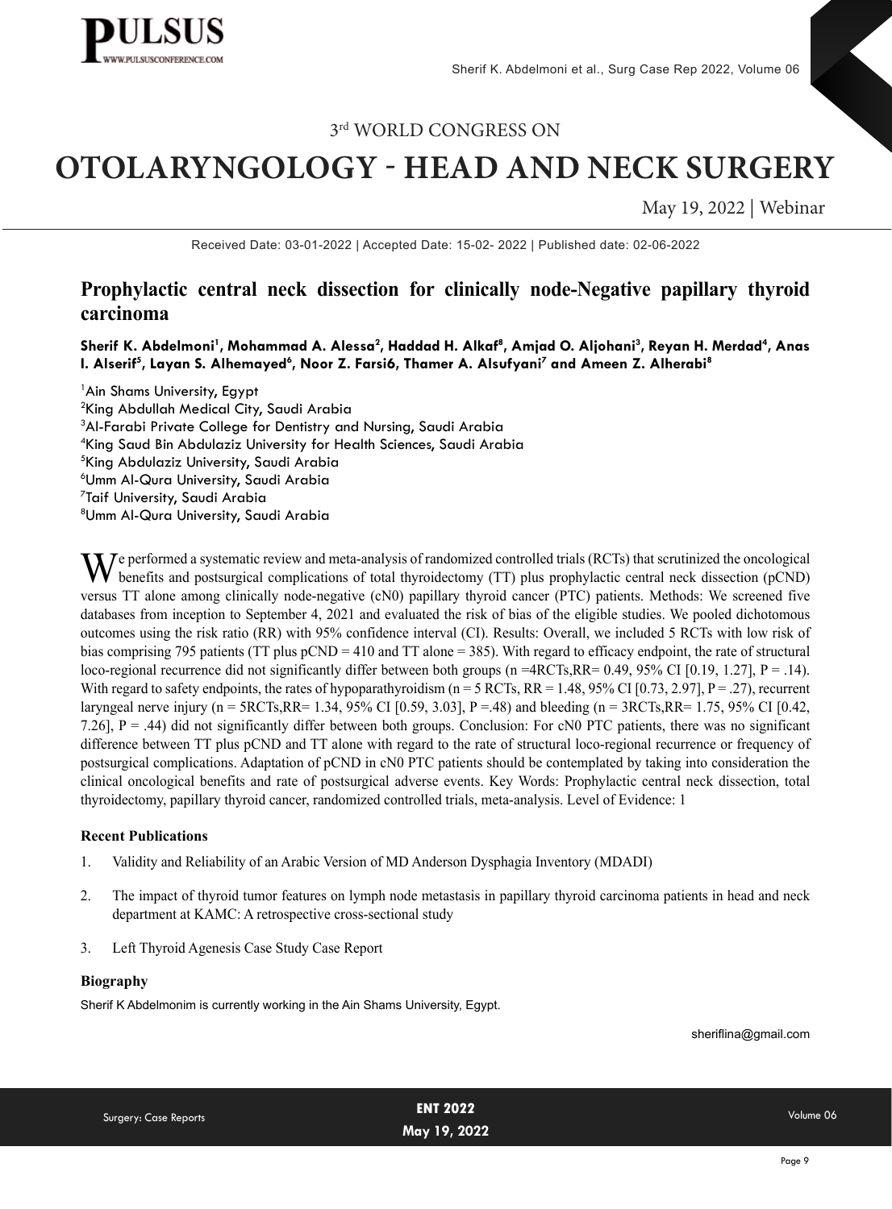3rd WORLD CONGRESS ON

# OTOLARYNGOLOGY - HEAD AND NECK SURGERY

May 19, 2022 | Webinar

Received Date: 03-01-2022 | Accepted Date: 15-02- 2022 | Published date: 02-06-2022

## Prophylactic central neck dissection for clinically node-Negative papillary thyroid carcinoma

**Sherif K. Abdelmoni[1], Mohammad A. Alessa[2], Haddad H. Alkaf[8], Amjad O. Aljohani[3], Reyan H. Merdad[4], Anas I. Alserif[5], Layan S. Alhemayed[6], Noor Z. Farsi6, Thamer A. Alsufyani[7] and Ameen Z. Alherabi[8]**

[1]Ain Shams University, Egypt
[2]King Abdullah Medical City, Saudi Arabia
[3]Al-Farabi Private College for Dentistry and Nursing, Saudi Arabia
[4]King Saud Bin Abdulaziz University for Health Sciences, Saudi Arabia
[5]King Abdulaziz University, Saudi Arabia
[6]Umm Al-Qura University, Saudi Arabia
[7]Taif University, Saudi Arabia
[8]Umm Al-Qura University, Saudi Arabia

We performed a systematic review and meta-analysis of randomized controlled trials (RCTs) that scrutinized the oncological benefits and postsurgical complications of total thyroidectomy (TT) plus prophylactic central neck dissection (pCND) versus TT alone among clinically node-negative (cN0) papillary thyroid cancer (PTC) patients. Methods: We screened five databases from inception to September 4, 2021 and evaluated the risk of bias of the eligible studies. We pooled dichotomous outcomes using the risk ratio (RR) with 95% confidence interval (CI). Results: Overall, we included 5 RCTs with low risk of bias comprising 795 patients (TT plus pCND = 410 and TT alone = 385). With regard to efficacy endpoint, the rate of structural loco-regional recurrence did not significantly differ between both groups (n =4RCTs,RR= 0.49, 95% CI [0.19, 1.27], P = .14). With regard to safety endpoints, the rates of hypoparathyroidism (n = 5 RCTs, RR = 1.48, 95% CI [0.73, 2.97], P = .27), recurrent laryngeal nerve injury (n = 5RCTs,RR= 1.34, 95% CI [0.59, 3.03], P =.48) and bleeding (n = 3RCTs,RR= 1.75, 95% CI [0.42, 7.26], P = .44) did not significantly differ between both groups. Conclusion: For cN0 PTC patients, there was no significant difference between TT plus pCND and TT alone with regard to the rate of structural loco-regional recurrence or frequency of postsurgical complications. Adaptation of pCND in cN0 PTC patients should be contemplated by taking into consideration the clinical oncological benefits and rate of postsurgical adverse events. Key Words: Prophylactic central neck dissection, total thyroidectomy, papillary thyroid cancer, randomized controlled trials, meta-analysis. Level of Evidence: 1

### Recent Publications

1. Validity and Reliability of an Arabic Version of MD Anderson Dysphagia Inventory (MDADI)
2. The impact of thyroid tumor features on lymph node metastasis in papillary thyroid carcinoma patients in head and neck department at KAMC: A retrospective cross-sectional study
3. Left Thyroid Agenesis Case Study Case Report

### Biography

Sherif K Abdelmonim is currently working in the Ain Shams University, Egypt.

sheriflina@gmail.com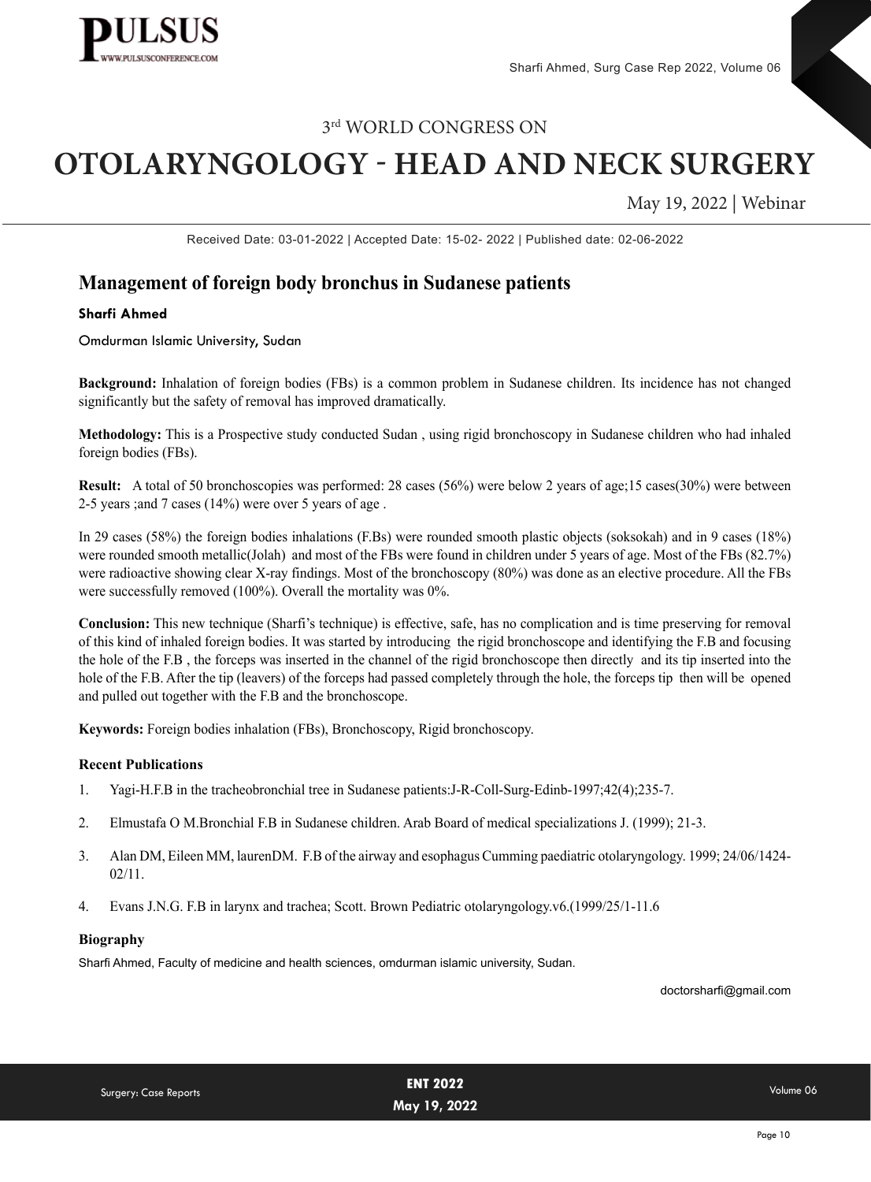3rd WORLD CONGRESS ON

# OTOLARYNGOLOGY - HEAD AND NECK SURGERY

May 19, 2022 | Webinar

Received Date: 03-01-2022 | Accepted Date: 15-02- 2022 | Published date: 02-06-2022

## Management of foreign body bronchus in Sudanese patients

**Sharfi Ahmed**

Omdurman Islamic University, Sudan

**Background:** Inhalation of foreign bodies (FBs) is a common problem in Sudanese children. Its incidence has not changed significantly but the safety of removal has improved dramatically.

**Methodology:** This is a Prospective study conducted Sudan , using rigid bronchoscopy in Sudanese children who had inhaled foreign bodies (FBs).

**Result:** A total of 50 bronchoscopies was performed: 28 cases (56%) were below 2 years of age;15 cases(30%) were between 2-5 years ;and 7 cases (14%) were over 5 years of age .

In 29 cases (58%) the foreign bodies inhalations (F.Bs) were rounded smooth plastic objects (soksokah) and in 9 cases (18%) were rounded smooth metallic(Jolah) and most of the FBs were found in children under 5 years of age. Most of the FBs (82.7%) were radioactive showing clear X-ray findings. Most of the bronchoscopy (80%) was done as an elective procedure. All the FBs were successfully removed (100%). Overall the mortality was 0%.

**Conclusion:** This new technique (Sharfi's technique) is effective, safe, has no complication and is time preserving for removal of this kind of inhaled foreign bodies. It was started by introducing the rigid bronchoscope and identifying the F.B and focusing the hole of the F.B , the forceps was inserted in the channel of the rigid bronchoscope then directly and its tip inserted into the hole of the F.B. After the tip (leavers) of the forceps had passed completely through the hole, the forceps tip then will be opened and pulled out together with the F.B and the bronchoscope.

**Keywords:** Foreign bodies inhalation (FBs), Bronchoscopy, Rigid bronchoscopy.

### Recent Publications

1. Yagi-H.F.B in the tracheobronchial tree in Sudanese patients:J-R-Coll-Surg-Edinb-1997;42(4);235-7.
2. Elmustafa O M.Bronchial F.B in Sudanese children. Arab Board of medical specializations J. (1999); 21-3.
3. Alan DM, Eileen MM, laurenDM. F.B of the airway and esophagus Cumming paediatric otolaryngology. 1999; 24/06/1424-02/11.
4. Evans J.N.G. F.B in larynx and trachea; Scott. Brown Pediatric otolaryngology.v6.(1999/25/1-11.6

### Biography

Sharfi Ahmed, Faculty of medicine and health sciences, omdurman islamic university, Sudan.

doctorsharfi@gmail.com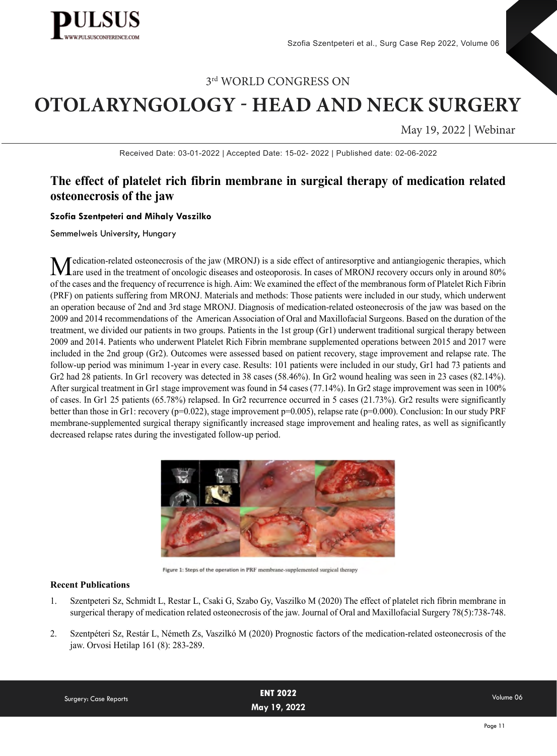3rd WORLD CONGRESS ON

# OTOLARYNGOLOGY - HEAD AND NECK SURGERY

May 19, 2022 | Webinar

Received Date: 03-01-2022 | Accepted Date: 15-02- 2022 | Published date: 02-06-2022

## The effect of platelet rich fibrin membrane in surgical therapy of medication related osteonecrosis of the jaw

**Szofia Szentpeteri and Mihaly Vaszilko**

Semmelweis University, Hungary

Medication-related osteonecrosis of the jaw (MRONJ) is a side effect of antiresorptive and antiangiogenic therapies, which are used in the treatment of oncologic diseases and osteoporosis. In cases of MRONJ recovery occurs only in around 80% of the cases and the frequency of recurrence is high. Aim: We examined the effect of the membranous form of Platelet Rich Fibrin (PRF) on patients suffering from MRONJ. Materials and methods: Those patients were included in our study, which underwent an operation because of 2nd and 3rd stage MRONJ. Diagnosis of medication-related osteonecrosis of the jaw was based on the 2009 and 2014 recommendations of the American Association of Oral and Maxillofacial Surgeons. Based on the duration of the treatment, we divided our patients in two groups. Patients in the 1st group (Gr1) underwent traditional surgical therapy between 2009 and 2014. Patients who underwent Platelet Rich Fibrin membrane supplemented operations between 2015 and 2017 were included in the 2nd group (Gr2). Outcomes were assessed based on patient recovery, stage improvement and relapse rate. The follow-up period was minimum 1-year in every case. Results: 101 patients were included in our study, Gr1 had 73 patients and Gr2 had 28 patients. In Gr1 recovery was detected in 38 cases (58.46%). In Gr2 wound healing was seen in 23 cases (82.14%). After surgical treatment in Gr1 stage improvement was found in 54 cases (77.14%). In Gr2 stage improvement was seen in 100% of cases. In Gr1 25 patients (65.78%) relapsed. In Gr2 recurrence occurred in 5 cases (21.73%). Gr2 results were significantly better than those in Gr1: recovery ($p=0.022$), stage improvement $p=0.005$), relapse rate ($p=0.000$). Conclusion: In our study PRF membrane-supplemented surgical therapy significantly increased stage improvement and healing rates, as well as significantly decreased relapse rates during the investigated follow-up period.

Figure 1: Steps of the operation in PRF membrane-supplemented surgical therapy

### Recent Publications

1. Szentpeteri Sz, Schmidt L, Restar L, Csaki G, Szabo Gy, Vaszilko M (2020) The effect of platelet rich fibrin membrane in surgerical therapy of medication related osteonecrosis of the jaw. Journal of Oral and Maxillofacial Surgery 78(5):738-748.
2. Szentpéteri Sz, Restár L, Németh Zs, Vaszilkó M (2020) Prognostic factors of the medication-related osteonecrosis of the jaw. Orvosi Hetilap 161 (8): 283-289.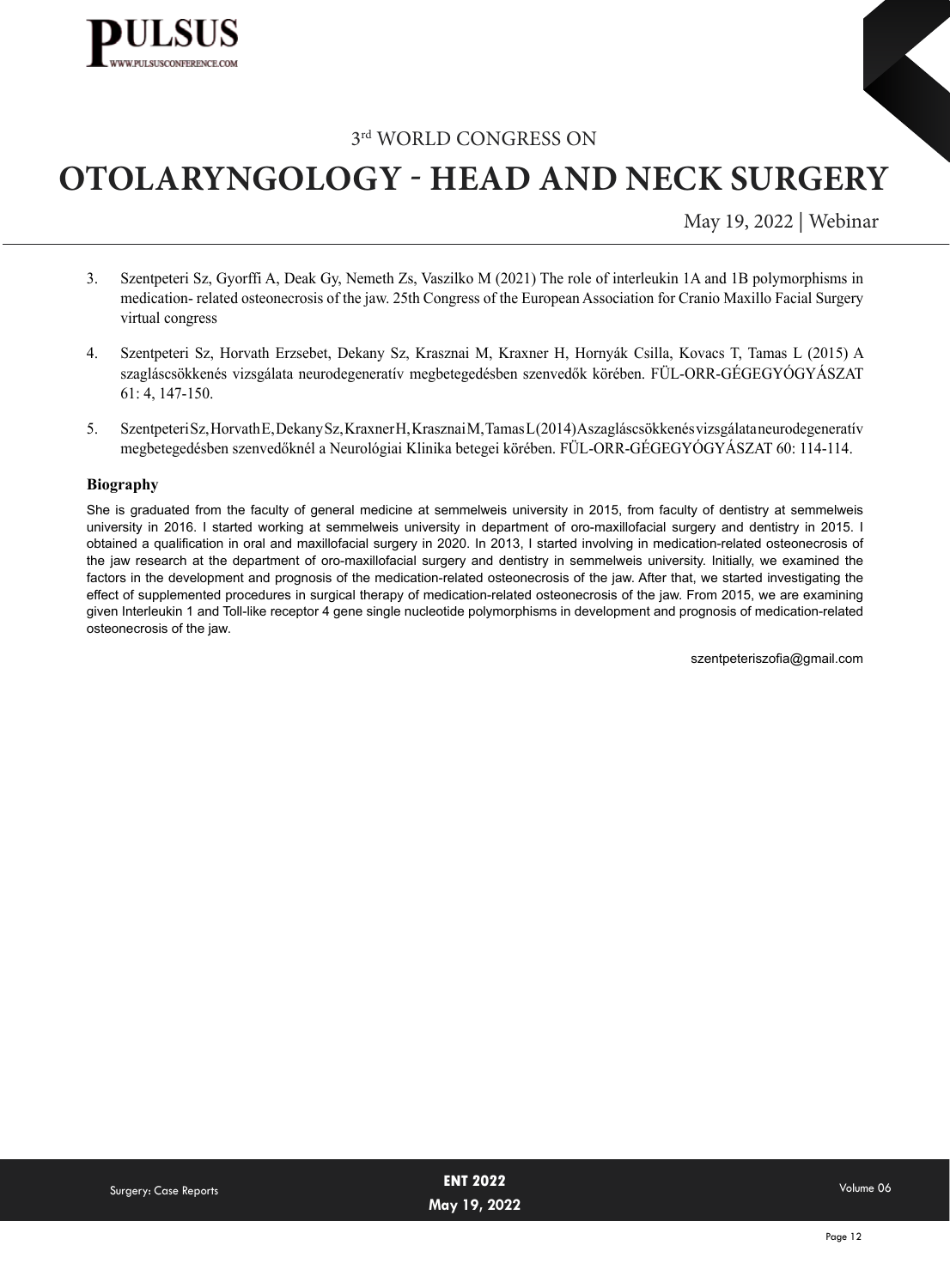3. Szentpeteri Sz, Gyorffi A, Deak Gy, Nemeth Zs, Vaszilko M (2021) The role of interleukin 1A and 1B polymorphisms in medication- related osteonecrosis of the jaw. 25th Congress of the European Association for Cranio Maxillo Facial Surgery virtual congress

4. Szentpeteri Sz, Horvath Erzsebet, Dekany Sz, Krasznai M, Kraxner H, Hornyák Csilla, Kovacs T, Tamas L (2015) A szagláscsökkenés vizsgálata neurodegeneratív megbetegedésben szenvedők körében. FÜL-ORR-GÉGEGYÓGYÁSZAT 61: 4, 147-150.

5. Szentpeteri Sz, Horvath E, Dekany Sz, Kraxner H, Krasznai M, Tamas L (2014) A szagláscsökkenés vizsgálata neurodegeneratív megbetegedésben szenvedőknél a Neurológiai Klinika betegei körében. FÜL-ORR-GÉGEGYÓGYÁSZAT 60: 114-114.

### Biography

She is graduated from the faculty of general medicine at semmelweis university in 2015, from faculty of dentistry at semmelweis university in 2016. I started working at semmelweis university in department of oro-maxillofacial surgery and dentistry in 2015. I obtained a qualification in oral and maxillofacial surgery in 2020. In 2013, I started involving in medication-related osteonecrosis of the jaw research at the department of oro-maxillofacial surgery and dentistry in semmelweis university. Initially, we examined the factors in the development and prognosis of the medication-related osteonecrosis of the jaw. After that, we started investigating the effect of supplemented procedures in surgical therapy of medication-related osteonecrosis of the jaw. From 2015, we are examining given Interleukin 1 and Toll-like receptor 4 gene single nucleotide polymorphisms in development and prognosis of medication-related osteonecrosis of the jaw.

szentpeteriszofia@gmail.com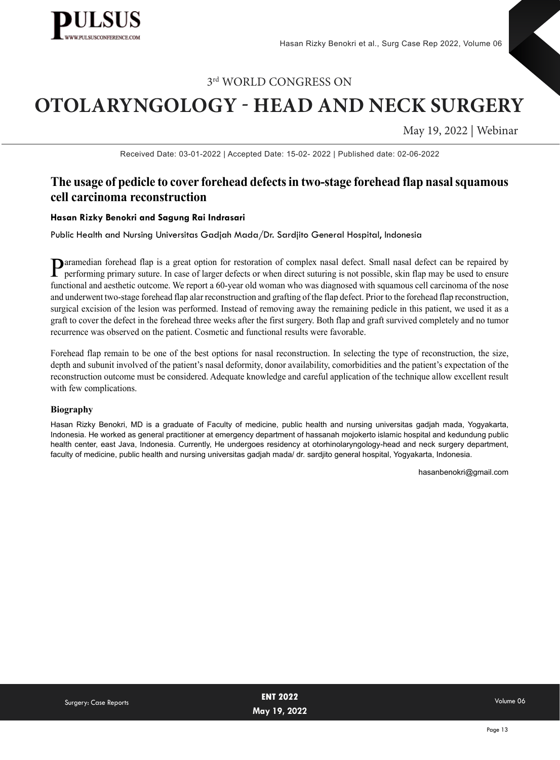3rd WORLD CONGRESS ON

# OTOLARYNGOLOGY - HEAD AND NECK SURGERY

May 19, 2022 | Webinar

Received Date: 03-01-2022 | Accepted Date: 15-02- 2022 | Published date: 02-06-2022

## The usage of pedicle to cover forehead defects in two-stage forehead flap nasal squamous cell carcinoma reconstruction

**Hasan Rizky Benokri and Sagung Rai Indrasari**

Public Health and Nursing Universitas Gadjah Mada/Dr. Sardjito General Hospital, Indonesia

Paramedian forehead flap is a great option for restoration of complex nasal defect. Small nasal defect can be repaired by performing primary suture. In case of larger defects or when direct suturing is not possible, skin flap may be used to ensure functional and aesthetic outcome. We report a 60-year old woman who was diagnosed with squamous cell carcinoma of the nose and underwent two-stage forehead flap alar reconstruction and grafting of the flap defect. Prior to the forehead flap reconstruction, surgical excision of the lesion was performed. Instead of removing away the remaining pedicle in this patient, we used it as a graft to cover the defect in the forehead three weeks after the first surgery. Both flap and graft survived completely and no tumor recurrence was observed on the patient. Cosmetic and functional results were favorable.

Forehead flap remain to be one of the best options for nasal reconstruction. In selecting the type of reconstruction, the size, depth and subunit involved of the patient's nasal deformity, donor availability, comorbidities and the patient's expectation of the reconstruction outcome must be considered. Adequate knowledge and careful application of the technique allow excellent result with few complications.

### Biography

Hasan Rizky Benokri, MD is a graduate of Faculty of medicine, public health and nursing universitas gadjah mada, Yogyakarta, Indonesia. He worked as general practitioner at emergency department of hassanah mojokerto islamic hospital and kedundung public health center, east Java, Indonesia. Currently, He undergoes residency at otorhinolaryngology-head and neck surgery department, faculty of medicine, public health and nursing universitas gadjah mada/ dr. sardjito general hospital, Yogyakarta, Indonesia.

hasanbenokri@gmail.com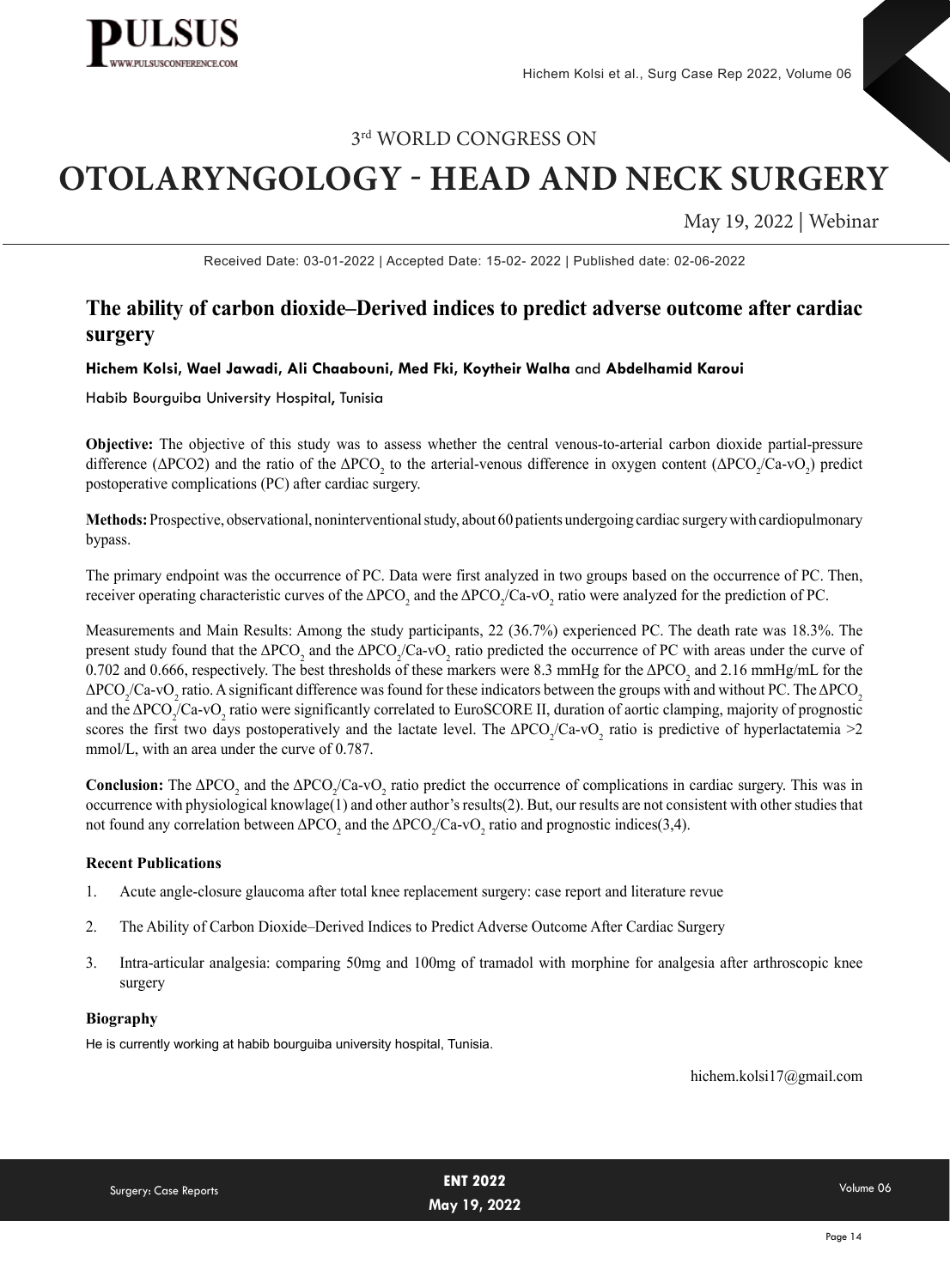3rd WORLD CONGRESS ON

# OTOLARYNGOLOGY - HEAD AND NECK SURGERY

May 19, 2022 | Webinar

Received Date: 03-01-2022 | Accepted Date: 15-02- 2022 | Published date: 02-06-2022

## The ability of carbon dioxide–Derived indices to predict adverse outcome after cardiac surgery

**Hichem Kolsi, Wael Jawadi, Ali Chaabouni, Med Fki, Koytheir Walha** and **Abdelhamid Karoui**

Habib Bourguiba University Hospital, Tunisia

**Objective:** The objective of this study was to assess whether the central venous-to-arterial carbon dioxide partial-pressure difference ($\Delta PCO2$) and the ratio of the $\Delta PCO_2$ to the arterial-venous difference in oxygen content ($\Delta PCO_2/Ca\text{-}vO_2$) predict postoperative complications (PC) after cardiac surgery.

**Methods:** Prospective, observational, noninterventional study, about 60 patients undergoing cardiac surgery with cardiopulmonary bypass.

The primary endpoint was the occurrence of PC. Data were first analyzed in two groups based on the occurrence of PC. Then, receiver operating characteristic curves of the $\Delta PCO_2$ and the $\Delta PCO_2/Ca\text{-}vO_2$ ratio were analyzed for the prediction of PC.

Measurements and Main Results: Among the study participants, 22 (36.7%) experienced PC. The death rate was 18.3%. The present study found that the $\Delta PCO_2$ and the $\Delta PCO_2/Ca\text{-}vO_2$ ratio predicted the occurrence of PC with areas under the curve of 0.702 and 0.666, respectively. The best thresholds of these markers were 8.3 mmHg for the $\Delta PCO_2$ and 2.16 mmHg/mL for the $\Delta PCO_2/Ca\text{-}vO_2$ ratio. A significant difference was found for these indicators between the groups with and without PC. The $\Delta PCO_2$ and the $\Delta PCO_2/Ca\text{-}vO_2$ ratio were significantly correlated to EuroSCORE II, duration of aortic clamping, majority of prognostic scores the first two days postoperatively and the lactate level. The $\Delta PCO_2/Ca\text{-}vO_2$ ratio is predictive of hyperlactatemia >2 mmol/L, with an area under the curve of 0.787.

**Conclusion:** The $\Delta PCO_2$ and the $\Delta PCO_2/Ca\text{-}vO_2$ ratio predict the occurrence of complications in cardiac surgery. This was in occurrence with physiological knowlage(1) and other author's results(2). But, our results are not consistent with other studies that not found any correlation between $\Delta PCO_2$ and the $\Delta PCO_2/Ca\text{-}vO_2$ ratio and prognostic indices(3,4).

### Recent Publications

1. Acute angle-closure glaucoma after total knee replacement surgery: case report and literature revue
2. The Ability of Carbon Dioxide–Derived Indices to Predict Adverse Outcome After Cardiac Surgery
3. Intra-articular analgesia: comparing 50mg and 100mg of tramadol with morphine for analgesia after arthroscopic knee surgery

### Biography

He is currently working at habib bourguiba university hospital, Tunisia.

hichem.kolsi17@gmail.com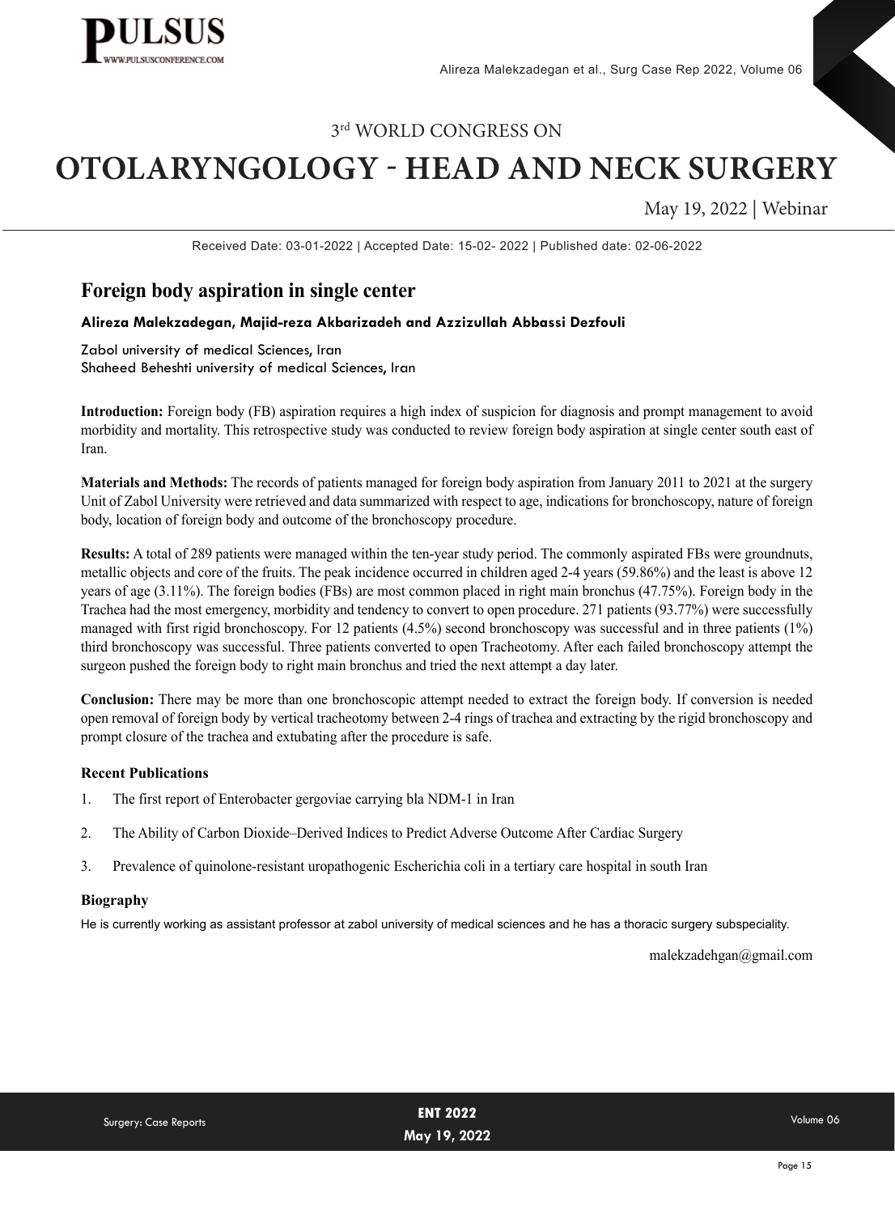# 3rd WORLD CONGRESS ON

# OTOLARYNGOLOGY - HEAD AND NECK SURGERY

May 19, 2022 | Webinar

Received Date: 03-01-2022 | Accepted Date: 15-02- 2022 | Published date: 02-06-2022

## Foreign body aspiration in single center

**Alireza Malekzadegan, Majid-reza Akbarizadeh and Azzizullah Abbassi Dezfouli**

Zabol university of medical Sciences, Iran
Shaheed Beheshti university of medical Sciences, Iran

**Introduction:** Foreign body (FB) aspiration requires a high index of suspicion for diagnosis and prompt management to avoid morbidity and mortality. This retrospective study was conducted to review foreign body aspiration at single center south east of Iran.

**Materials and Methods:** The records of patients managed for foreign body aspiration from January 2011 to 2021 at the surgery Unit of Zabol University were retrieved and data summarized with respect to age, indications for bronchoscopy, nature of foreign body, location of foreign body and outcome of the bronchoscopy procedure.

**Results:** A total of 289 patients were managed within the ten-year study period. The commonly aspirated FBs were groundnuts, metallic objects and core of the fruits. The peak incidence occurred in children aged 2-4 years (59.86%) and the least is above 12 years of age (3.11%). The foreign bodies (FBs) are most common placed in right main bronchus (47.75%). Foreign body in the Trachea had the most emergency, morbidity and tendency to convert to open procedure. 271 patients (93.77%) were successfully managed with first rigid bronchoscopy. For 12 patients (4.5%) second bronchoscopy was successful and in three patients (1%) third bronchoscopy was successful. Three patients converted to open Tracheotomy. After each failed bronchoscopy attempt the surgeon pushed the foreign body to right main bronchus and tried the next attempt a day later.

**Conclusion:** There may be more than one bronchoscopic attempt needed to extract the foreign body. If conversion is needed open removal of foreign body by vertical tracheotomy between 2-4 rings of trachea and extracting by the rigid bronchoscopy and prompt closure of the trachea and extubating after the procedure is safe.

### Recent Publications

1. The first report of Enterobacter gergoviae carrying bla NDM-1 in Iran
2. The Ability of Carbon Dioxide–Derived Indices to Predict Adverse Outcome After Cardiac Surgery
3. Prevalence of quinolone-resistant uropathogenic Escherichia coli in a tertiary care hospital in south Iran

### Biography

He is currently working as assistant professor at zabol university of medical sciences and he has a thoracic surgery subspeciality.

malekzadehgan@gmail.com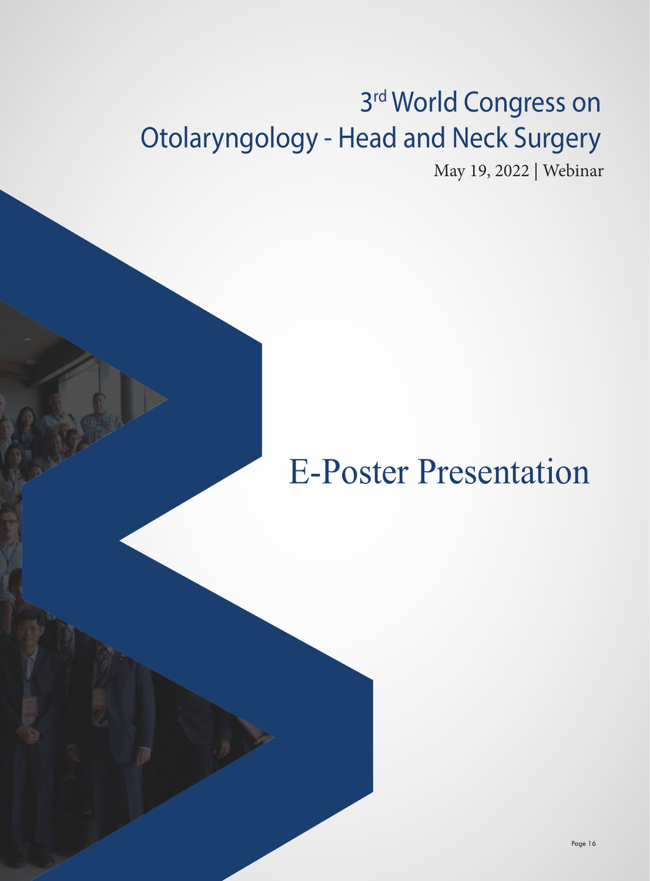# 3rd World Congress on Otolaryngology - Head and Neck Surgery

May 19, 2022 | Webinar

# E-Poster Presentation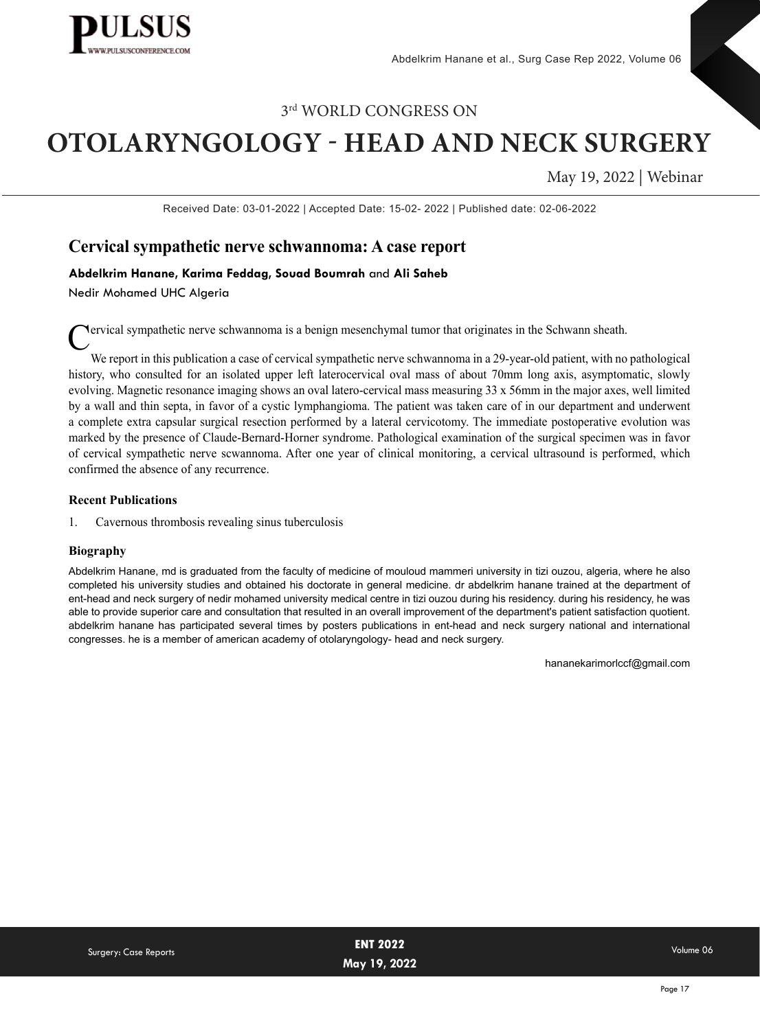3rd WORLD CONGRESS ON

# OTOLARYNGOLOGY - HEAD AND NECK SURGERY

May 19, 2022 | Webinar

Received Date: 03-01-2022 | Accepted Date: 15-02- 2022 | Published date: 02-06-2022

## Cervical sympathetic nerve schwannoma: A case report

**Abdelkrim Hanane, Karima Feddag, Souad Boumrah** and **Ali Saheb**

Nedir Mohamed UHC Algeria

Cervical sympathetic nerve schwannoma is a benign mesenchymal tumor that originates in the Schwann sheath.

We report in this publication a case of cervical sympathetic nerve schwannoma in a 29-year-old patient, with no pathological history, who consulted for an isolated upper left laterocervical oval mass of about 70mm long axis, asymptomatic, slowly evolving. Magnetic resonance imaging shows an oval latero-cervical mass measuring 33 x 56mm in the major axes, well limited by a wall and thin septa, in favor of a cystic lymphangioma. The patient was taken care of in our department and underwent a complete extra capsular surgical resection performed by a lateral cervicotomy. The immediate postoperative evolution was marked by the presence of Claude-Bernard-Horner syndrome. Pathological examination of the surgical specimen was in favor of cervical sympathetic nerve scwannoma. After one year of clinical monitoring, a cervical ultrasound is performed, which confirmed the absence of any recurrence.

### Recent Publications

1. Cavernous thrombosis revealing sinus tuberculosis

### Biography

Abdelkrim Hanane, md is graduated from the faculty of medicine of mouloud mammeri university in tizi ouzou, algeria, where he also completed his university studies and obtained his doctorate in general medicine. dr abdelkrim hanane trained at the department of ent-head and neck surgery of nedir mohamed university medical centre in tizi ouzou during his residency. during his residency, he was able to provide superior care and consultation that resulted in an overall improvement of the department's patient satisfaction quotient. abdelkrim hanane has participated several times by posters publications in ent-head and neck surgery national and international congresses. he is a member of american academy of otolaryngology- head and neck surgery.

hananekarimorlccf@gmail.com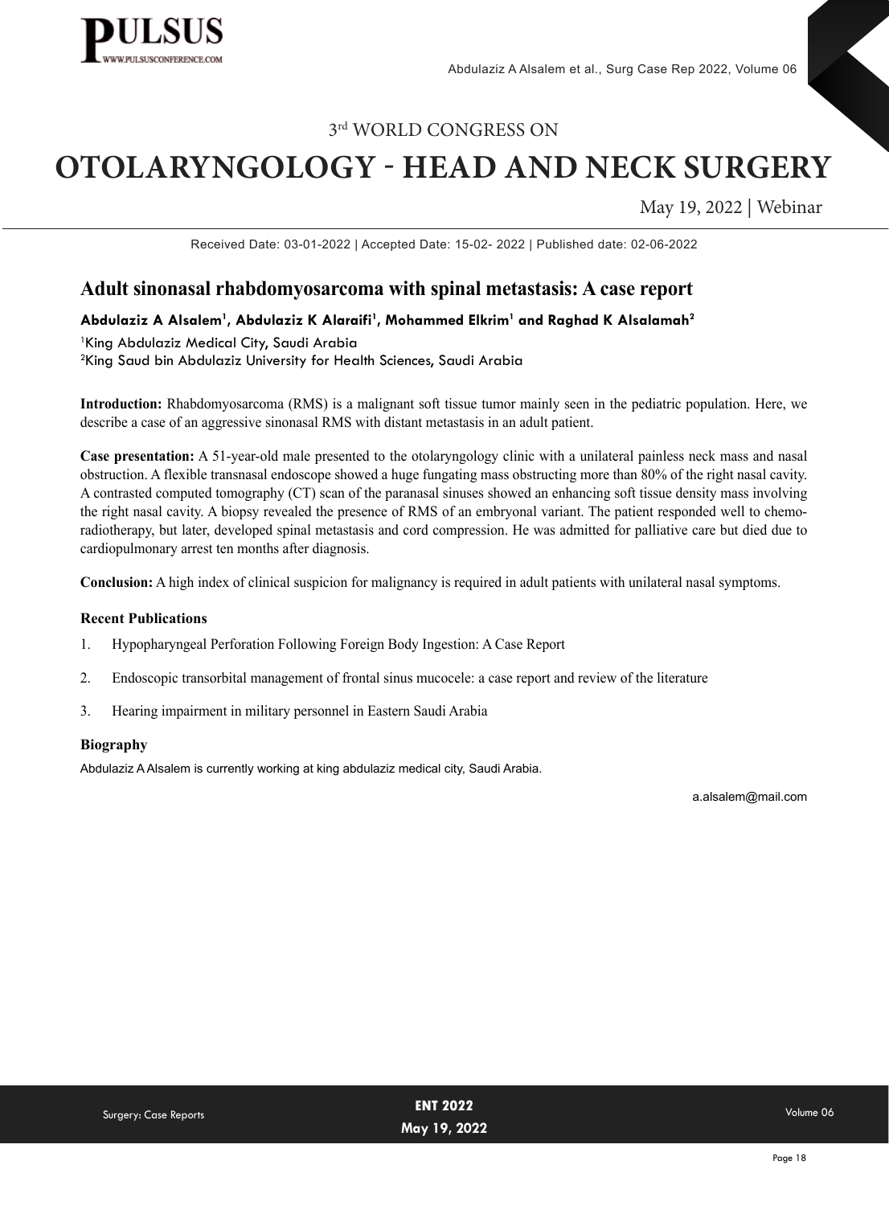3rd WORLD CONGRESS ON

# OTOLARYNGOLOGY - HEAD AND NECK SURGERY

May 19, 2022 | Webinar

Received Date: 03-01-2022 | Accepted Date: 15-02- 2022 | Published date: 02-06-2022

## Adult sinonasal rhabdomyosarcoma with spinal metastasis: A case report

**Abdulaziz A Alsalem[1], Abdulaziz K Alaraifi[1], Mohammed Elkrim[1] and Raghad K Alsalamah[2]**

[1]King Abdulaziz Medical City, Saudi Arabia
[2]King Saud bin Abdulaziz University for Health Sciences, Saudi Arabia

**Introduction:** Rhabdomyosarcoma (RMS) is a malignant soft tissue tumor mainly seen in the pediatric population. Here, we describe a case of an aggressive sinonasal RMS with distant metastasis in an adult patient.

**Case presentation:** A 51-year-old male presented to the otolaryngology clinic with a unilateral painless neck mass and nasal obstruction. A flexible transnasal endoscope showed a huge fungating mass obstructing more than 80% of the right nasal cavity. A contrasted computed tomography (CT) scan of the paranasal sinuses showed an enhancing soft tissue density mass involving the right nasal cavity. A biopsy revealed the presence of RMS of an embryonal variant. The patient responded well to chemo-radiotherapy, but later, developed spinal metastasis and cord compression. He was admitted for palliative care but died due to cardiopulmonary arrest ten months after diagnosis.

**Conclusion:** A high index of clinical suspicion for malignancy is required in adult patients with unilateral nasal symptoms.

### Recent Publications

1. Hypopharyngeal Perforation Following Foreign Body Ingestion: A Case Report
2. Endoscopic transorbital management of frontal sinus mucocele: a case report and review of the literature
3. Hearing impairment in military personnel in Eastern Saudi Arabia

### Biography

Abdulaziz A Alsalem is currently working at king abdulaziz medical city, Saudi Arabia.

a.alsalem@mail.com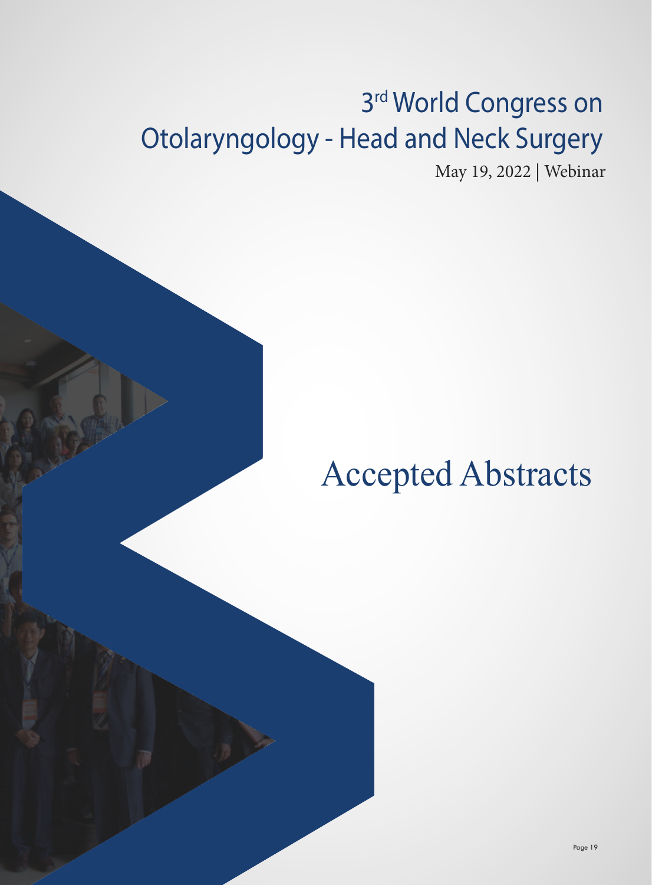# 3rd World Congress on Otolaryngology - Head and Neck Surgery

May 19, 2022 | Webinar

# Accepted Abstracts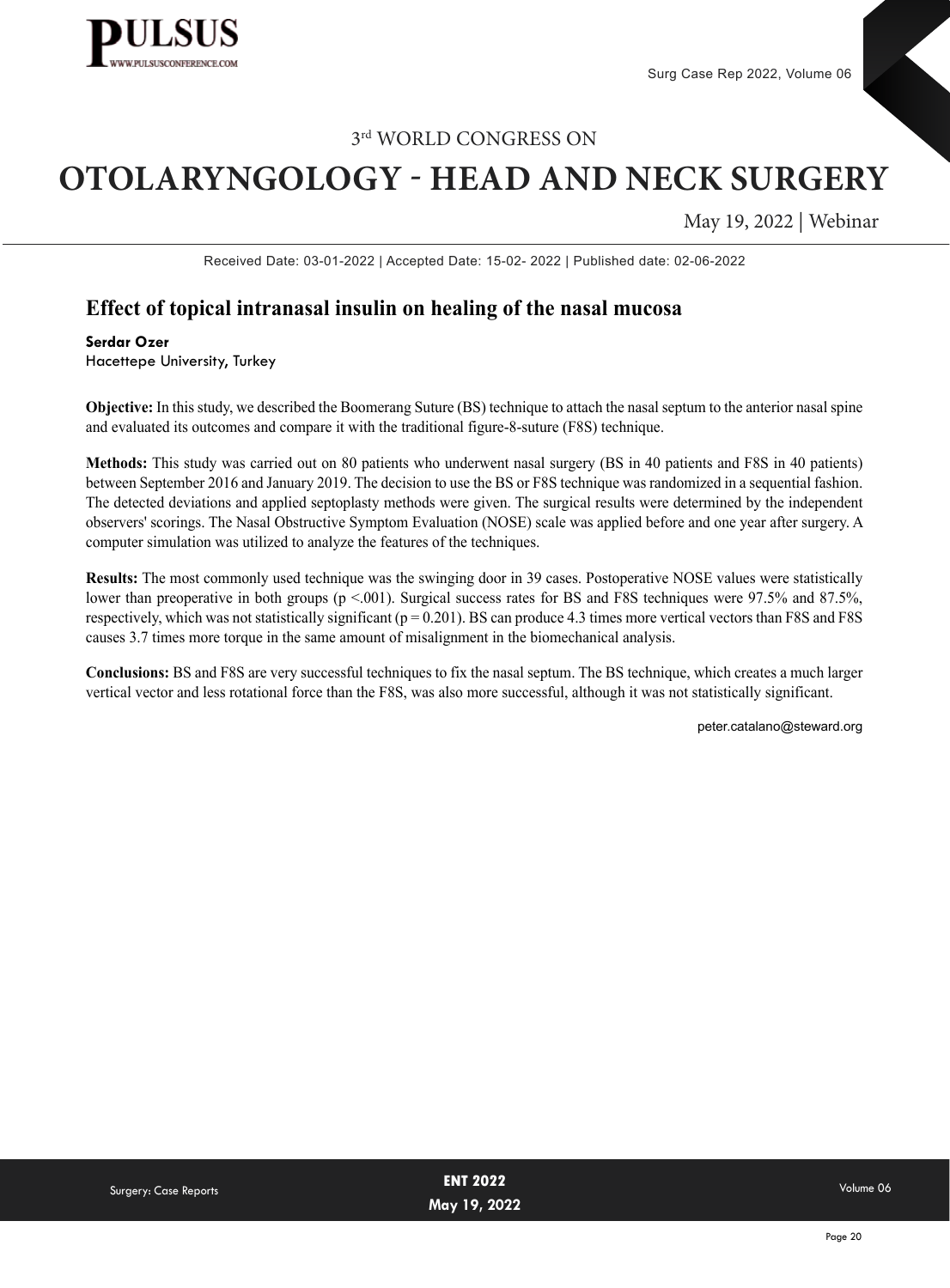3rd WORLD CONGRESS ON

# OTOLARYNGOLOGY - HEAD AND NECK SURGERY

May 19, 2022 | Webinar

Received Date: 03-01-2022 | Accepted Date: 15-02- 2022 | Published date: 02-06-2022

## Effect of topical intranasal insulin on healing of the nasal mucosa

**Serdar Ozer**
Hacettepe University, Turkey

**Objective:** In this study, we described the Boomerang Suture (BS) technique to attach the nasal septum to the anterior nasal spine and evaluated its outcomes and compare it with the traditional figure-8-suture (F8S) technique.

**Methods:** This study was carried out on 80 patients who underwent nasal surgery (BS in 40 patients and F8S in 40 patients) between September 2016 and January 2019. The decision to use the BS or F8S technique was randomized in a sequential fashion. The detected deviations and applied septoplasty methods were given. The surgical results were determined by the independent observers' scorings. The Nasal Obstructive Symptom Evaluation (NOSE) scale was applied before and one year after surgery. A computer simulation was utilized to analyze the features of the techniques.

**Results:** The most commonly used technique was the swinging door in 39 cases. Postoperative NOSE values were statistically lower than preoperative in both groups ($p < .001$). Surgical success rates for BS and F8S techniques were 97.5% and 87.5%, respectively, which was not statistically significant ($p = 0.201$). BS can produce 4.3 times more vertical vectors than F8S and F8S causes 3.7 times more torque in the same amount of misalignment in the biomechanical analysis.

**Conclusions:** BS and F8S are very successful techniques to fix the nasal septum. The BS technique, which creates a much larger vertical vector and less rotational force than the F8S, was also more successful, although it was not statistically significant.

peter.catalano@steward.org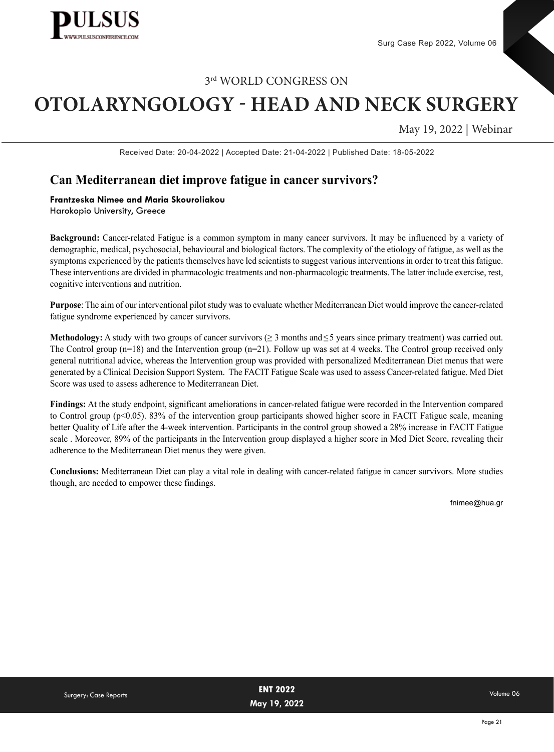3rd WORLD CONGRESS ON

# OTOLARYNGOLOGY - HEAD AND NECK SURGERY

May 19, 2022 | Webinar

Received Date: 20-04-2022 | Accepted Date: 21-04-2022 | Published Date: 18-05-2022

## Can Mediterranean diet improve fatigue in cancer survivors?

**Frantzeska Nimee and Maria Skouroliakou**
Harokopio University, Greece

**Background:** Cancer-related Fatigue is a common symptom in many cancer survivors. It may be influenced by a variety of demographic, medical, psychosocial, behavioural and biological factors. The complexity of the etiology of fatigue, as well as the symptoms experienced by the patients themselves have led scientists to suggest various interventions in order to treat this fatigue. These interventions are divided in pharmacologic treatments and non-pharmacologic treatments. The latter include exercise, rest, cognitive interventions and nutrition.

**Purpose**: The aim of our interventional pilot study was to evaluate whether Mediterranean Diet would improve the cancer-related fatigue syndrome experienced by cancer survivors.

**Methodology:** A study with two groups of cancer survivors (≥ 3 months and≤5 years since primary treatment) was carried out. The Control group (n=18) and the Intervention group (n=21). Follow up was set at 4 weeks. The Control group received only general nutritional advice, whereas the Intervention group was provided with personalized Mediterranean Diet menus that were generated by a Clinical Decision Support System. The FACIT Fatigue Scale was used to assess Cancer-related fatigue. Med Diet Score was used to assess adherence to Mediterranean Diet.

**Findings:** At the study endpoint, significant ameliorations in cancer-related fatigue were recorded in the Intervention compared to Control group ($p<0.05$). 83% of the intervention group participants showed higher score in FACIT Fatigue scale, meaning better Quality of Life after the 4-week intervention. Participants in the control group showed a 28% increase in FACIT Fatigue scale . Moreover, 89% of the participants in the Intervention group displayed a higher score in Med Diet Score, revealing their adherence to the Mediterranean Diet menus they were given.

**Conclusions:** Mediterranean Diet can play a vital role in dealing with cancer-related fatigue in cancer survivors. More studies though, are needed to empower these findings.

fnimee@hua.gr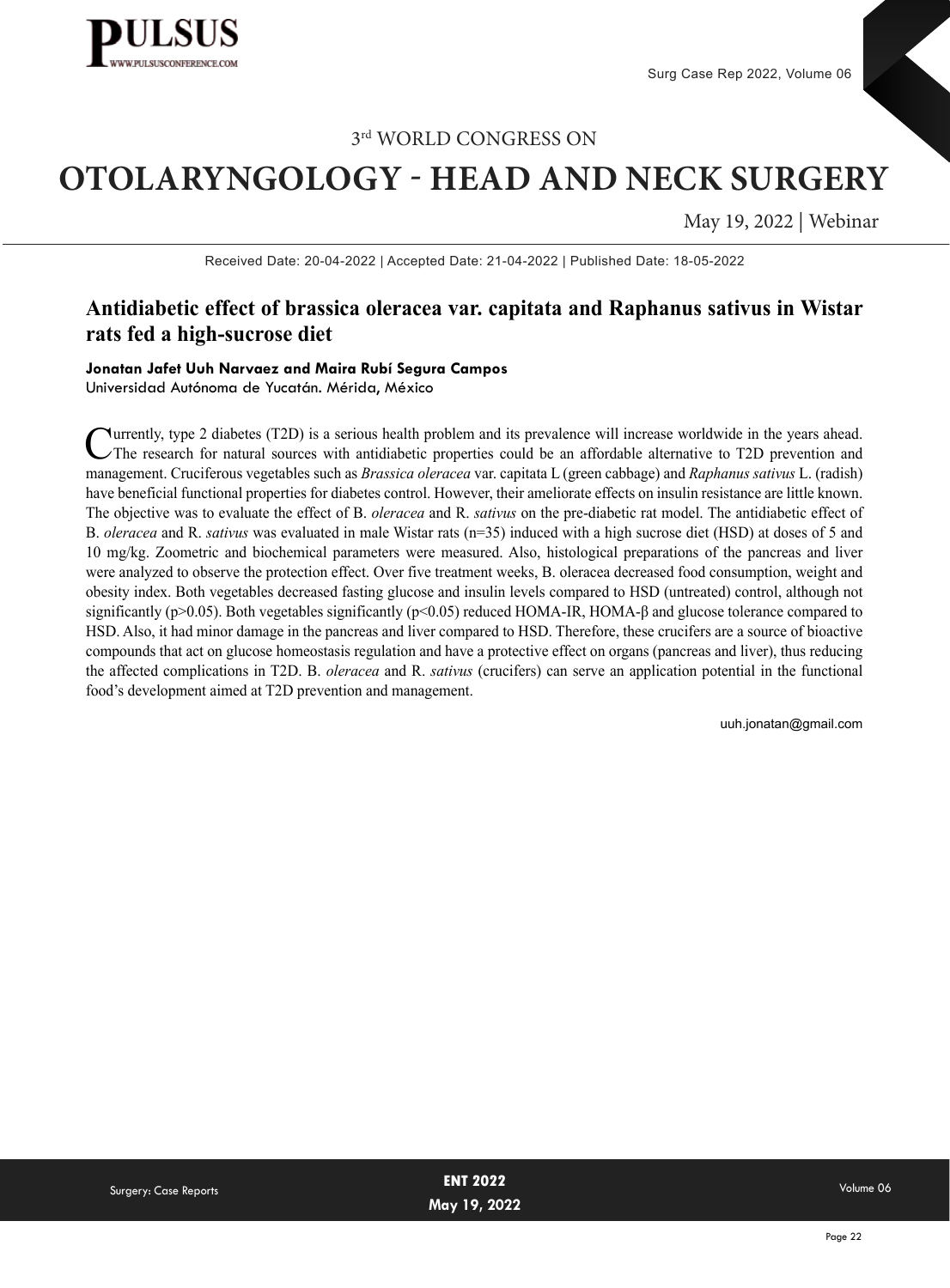Received Date: 20-04-2022 | Accepted Date: 21-04-2022 | Published Date: 18-05-2022

## Antidiabetic effect of brassica oleracea var. capitata and Raphanus sativus in Wistar rats fed a high-sucrose diet

**Jonatan Jafet Uuh Narvaez and Maira Rubí Segura Campos**
Universidad Autónoma de Yucatán. Mérida, México

Currently, type 2 diabetes (T2D) is a serious health problem and its prevalence will increase worldwide in the years ahead. The research for natural sources with antidiabetic properties could be an affordable alternative to T2D prevention and management. Cruciferous vegetables such as *Brassica oleracea* var. capitata L (green cabbage) and *Raphanus sativus* L. (radish) have beneficial functional properties for diabetes control. However, their ameliorate effects on insulin resistance are little known. The objective was to evaluate the effect of B. *oleracea* and R. *sativus* on the pre-diabetic rat model. The antidiabetic effect of B. *oleracea* and R. *sativus* was evaluated in male Wistar rats (n=35) induced with a high sucrose diet (HSD) at doses of 5 and 10 mg/kg. Zoometric and biochemical parameters were measured. Also, histological preparations of the pancreas and liver were analyzed to observe the protection effect. Over five treatment weeks, B. oleracea decreased food consumption, weight and obesity index. Both vegetables decreased fasting glucose and insulin levels compared to HSD (untreated) control, although not significantly ($p>0.05$). Both vegetables significantly ($p<0.05$) reduced HOMA-IR, HOMA-β and glucose tolerance compared to HSD. Also, it had minor damage in the pancreas and liver compared to HSD. Therefore, these crucifers are a source of bioactive compounds that act on glucose homeostasis regulation and have a protective effect on organs (pancreas and liver), thus reducing the affected complications in T2D. B. *oleracea* and R. *sativus* (crucifers) can serve an application potential in the functional food's development aimed at T2D prevention and management.

uuh.jonatan@gmail.com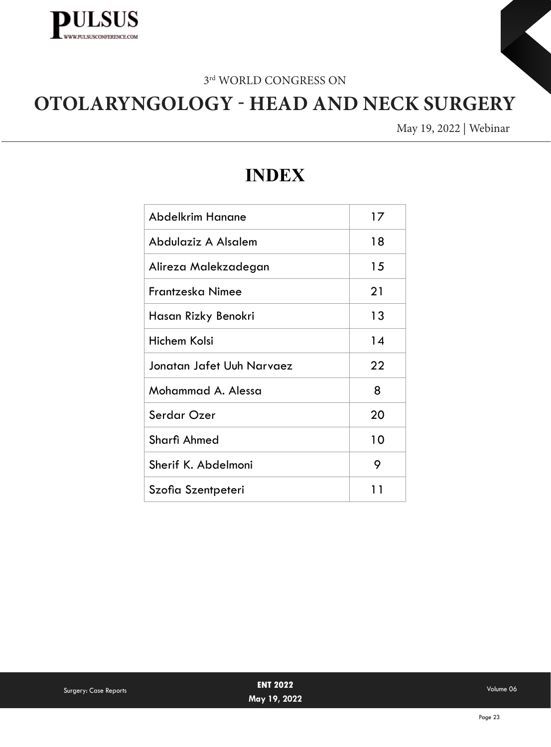# INDEX

| Name | Page |
|---|---|
| Abdelkrim Hanane | 17 |
| Abdulaziz A Alsalem | 18 |
| Alireza Malekzadegan | 15 |
| Frantzeska Nimee | 21 |
| Hasan Rizky Benokri | 13 |
| Hichem Kolsi | 14 |
| Jonatan Jafet Uuh Narvaez | 22 |
| Mohammad A. Alessa | 8 |
| Serdar Ozer | 20 |
| Sharfi Ahmed | 10 |
| Sherif K. Abdelmoni | 9 |
| Szofia Szentpeteri | 11 |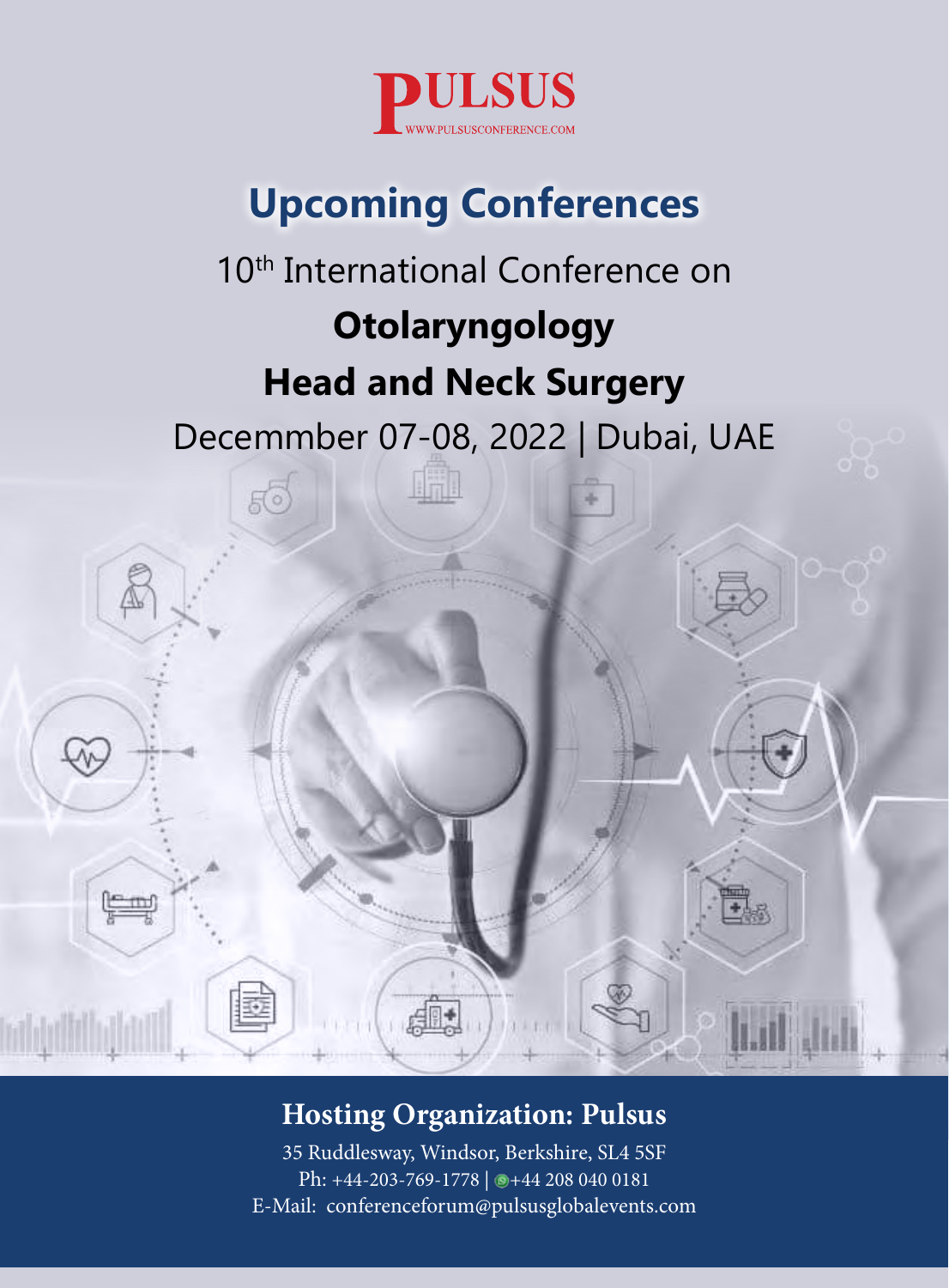PULSUS

WWW.PULSUSCONFERENCE.COM

# Upcoming Conferences

10th International Conference on

## Otolaryngology

## Head and Neck Surgery

Decemmber 07-08, 2022 | Dubai, UAE

### Hosting Organization: Pulsus

35 Ruddlesway, Windsor, Berkshire, SL4 5SF

Ph: +44-203-769-1778 | +44 208 040 0181

E-Mail: conferenceforum@pulsusglobalevents.com